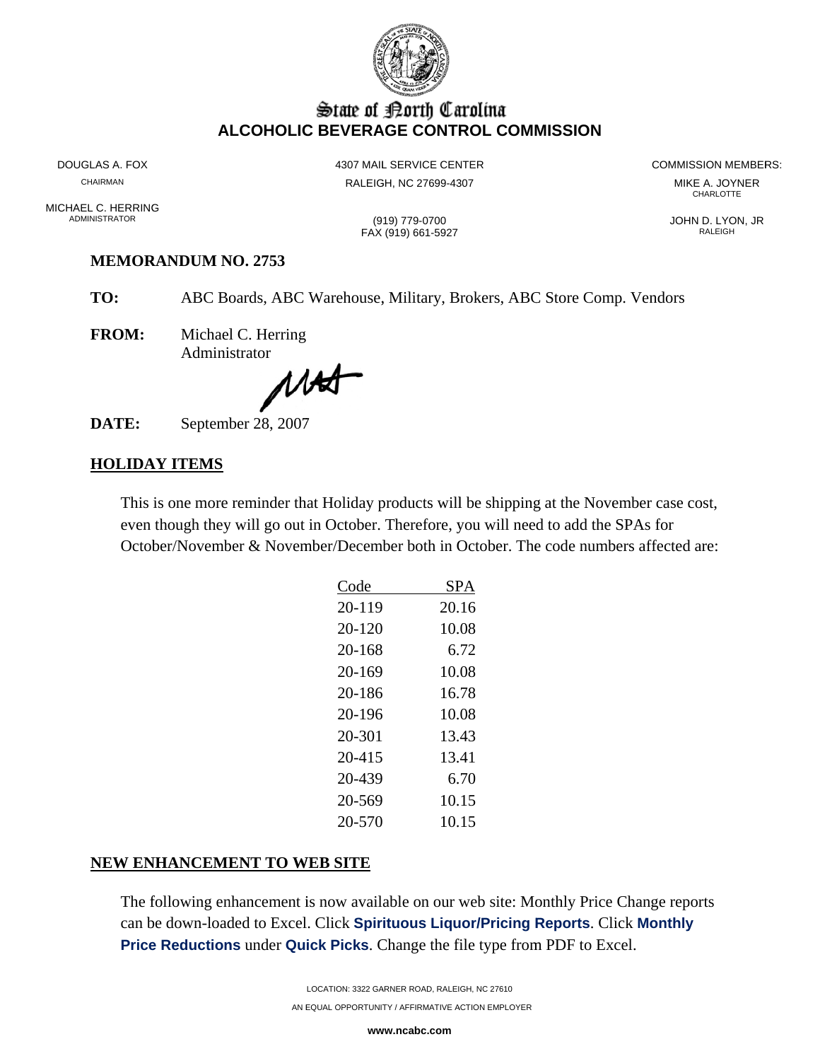# State of North Carolina
## ALCOHOLIC BEVERAGE CONTROL COMMISSION

DOUGLAS A. FOX
CHAIRMAN

MICHAEL C. HERRING
ADMINISTRATOR

4307 MAIL SERVICE CENTER
RALEIGH, NC 27699-4307

(919) 779-0700
FAX (919) 661-5927

COMMISSION MEMBERS:
MIKE A. JOYNER
CHARLOTTE

JOHN D. LYON, JR
RALEIGH

**MEMORANDUM NO. 2753**

**TO:** ABC Boards, ABC Warehouse, Military, Brokers, ABC Store Comp. Vendors

**FROM:** Michael C. Herring
Administrator

**DATE:** September 28, 2007

## HOLIDAY ITEMS

This is one more reminder that Holiday products will be shipping at the November case cost, even though they will go out in October. Therefore, you will need to add the SPAs for October/November & November/December both in October. The code numbers affected are:

| Code | SPA |
|---|---|
| 20-119 | 20.16 |
| 20-120 | 10.08 |
| 20-168 | 6.72 |
| 20-169 | 10.08 |
| 20-186 | 16.78 |
| 20-196 | 10.08 |
| 20-301 | 13.43 |
| 20-415 | 13.41 |
| 20-439 | 6.70 |
| 20-569 | 10.15 |
| 20-570 | 10.15 |

## NEW ENHANCEMENT TO WEB SITE

The following enhancement is now available on our web site: Monthly Price Change reports can be down-loaded to Excel. Click **Spirituous Liquor/Pricing Reports**. Click **Monthly Price Reductions** under **Quick Picks**. Change the file type from PDF to Excel.

LOCATION: 3322 GARNER ROAD, RALEIGH, NC 27610
AN EQUAL OPPORTUNITY / AFFIRMATIVE ACTION EMPLOYER

**www.ncabc.com**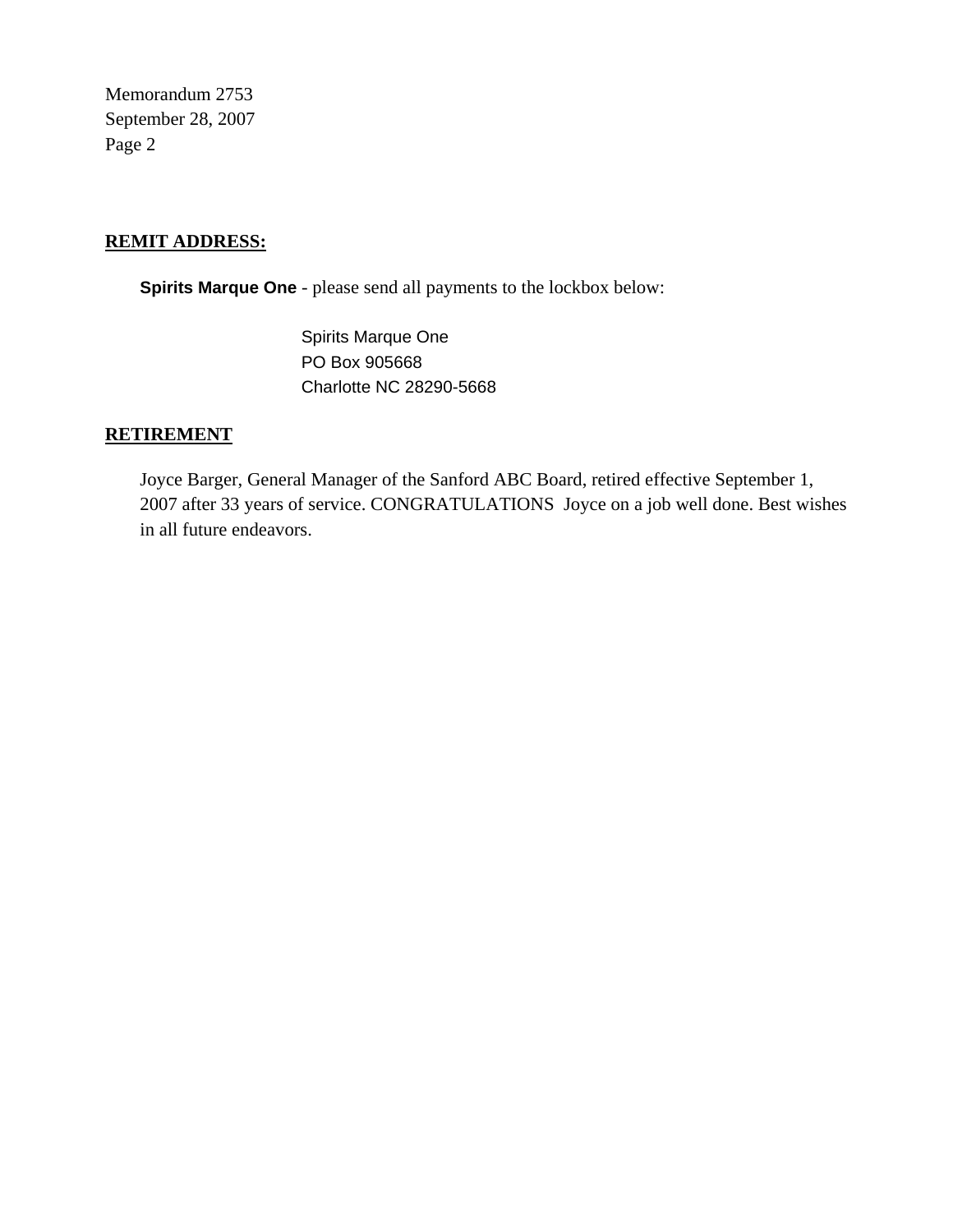## REMIT ADDRESS:

**Spirits Marque One** - please send all payments to the lockbox below:

Spirits Marque One
PO Box 905668
Charlotte NC 28290-5668

## RETIREMENT

Joyce Barger, General Manager of the Sanford ABC Board, retired effective September 1, 2007 after 33 years of service. CONGRATULATIONS Joyce on a job well done. Best wishes in all future endeavors.